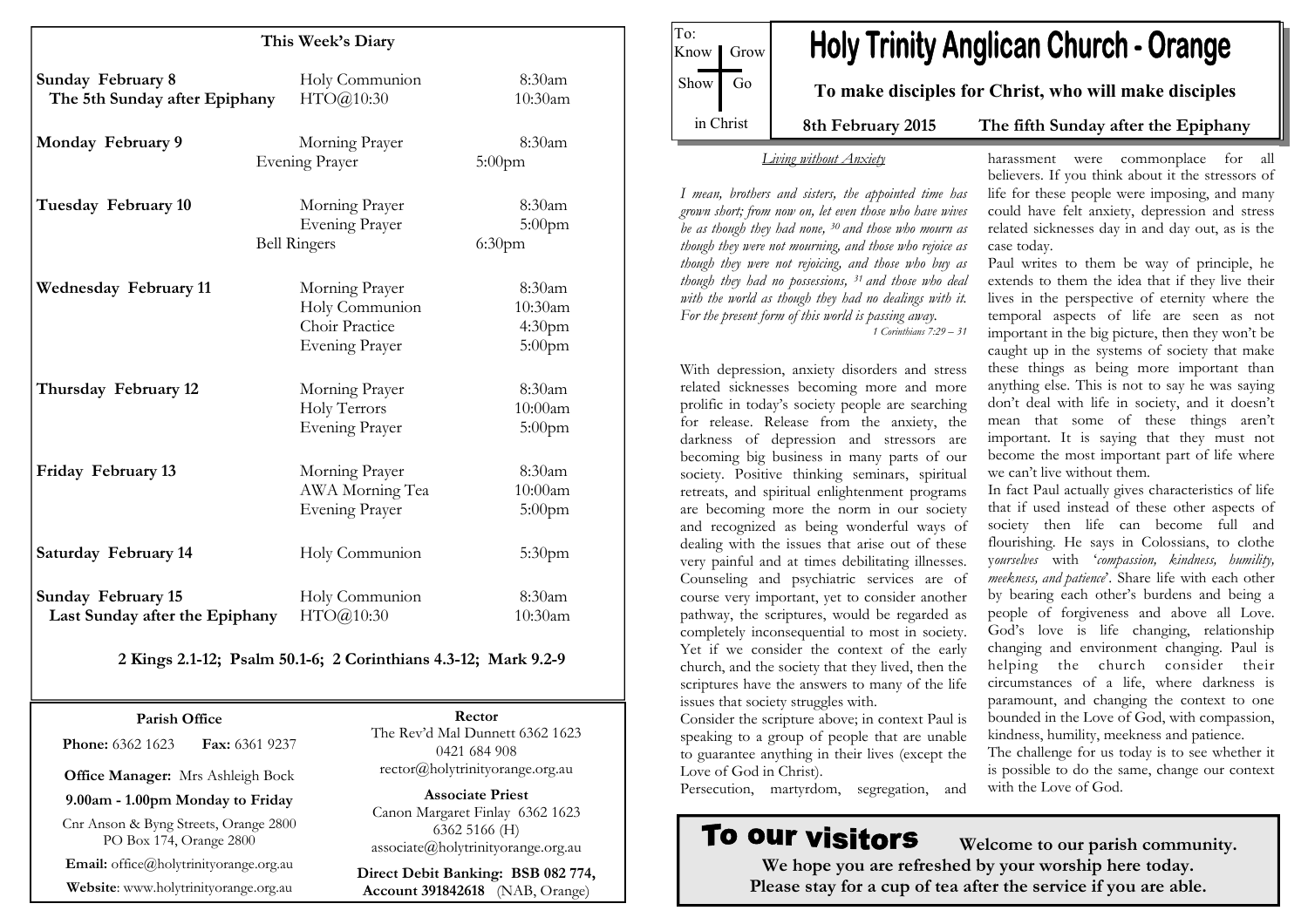## This Week's Diary

| | | |
|---|---|---|
| **Sunday February 8** The 5th Sunday after Epiphany | Holy Communion<br>HTO@10:30 | 8:30am<br>10:30am |
| **Monday February 9** | Morning Prayer<br>Evening Prayer | 8:30am<br>5:00pm |
| **Tuesday February 10** | Morning Prayer<br>Evening Prayer<br>Bell Ringers | 8:30am<br>5:00pm<br>6:30pm |
| **Wednesday February 11** | Morning Prayer<br>Holy Communion<br>Choir Practice<br>Evening Prayer | 8:30am<br>10:30am<br>4:30pm<br>5:00pm |
| **Thursday February 12** | Morning Prayer<br>Holy Terrors<br>Evening Prayer | 8:30am<br>10:00am<br>5:00pm |
| **Friday February 13** | Morning Prayer<br>AWA Morning Tea<br>Evening Prayer | 8:30am<br>10:00am<br>5:00pm |
| **Saturday February 14** | Holy Communion | 5:30pm |
| **Sunday February 15** Last Sunday after the Epiphany | Holy Communion<br>HTO@10:30 | 8:30am<br>10:30am |

**2 Kings 2.1-12; Psalm 50.1-6; 2 Corinthians 4.3-12; Mark 9.2-9**

**Parish Office**

**Phone:** 6362 1623 **Fax:** 6361 9237

**Office Manager:** Mrs Ashleigh Bock

**9.00am - 1.00pm Monday to Friday**

Cnr Anson & Byng Streets, Orange 2800
PO Box 174, Orange 2800

**Email:** office@holytrinityorange.org.au

**Website**: www.holytrinityorange.org.au

**Rector**

The Rev'd Mal Dunnett 6362 1623
0421 684 908
rector@holytrinityorange.org.au

**Associate Priest**

Canon Margaret Finlay 6362 1623
6362 5166 (H)
associate@holytrinityorange.org.au

**Direct Debit Banking: BSB 082 774, Account 391842618** (NAB, Orange)

To: Know | Grow
Show | Go
in Christ

# Holy Trinity Anglican Church - Orange

**To make disciples for Christ, who will make disciples**

**8th February 2015 The fifth Sunday after the Epiphany**

### *Living without Anxiety*

*I mean, brothers and sisters, the appointed time has grown short; from now on, let even those who have wives be as though they had none, [30] and those who mourn as though they were not mourning, and those who rejoice as though they were not rejoicing, and those who buy as though they had no possessions, [31] and those who deal with the world as though they had no dealings with it. For the present form of this world is passing away.*

*1 Corinthians 7:29 – 31*

With depression, anxiety disorders and stress related sicknesses becoming more and more prolific in today's society people are searching for release. Release from the anxiety, the darkness of depression and stressors are becoming big business in many parts of our society. Positive thinking seminars, spiritual retreats, and spiritual enlightenment programs are becoming more the norm in our society and recognized as being wonderful ways of dealing with the issues that arise out of these very painful and at times debilitating illnesses. Counseling and psychiatric services are of course very important, yet to consider another pathway, the scriptures, would be regarded as completely inconsequential to most in society. Yet if we consider the context of the early church, and the society that they lived, then the scriptures have the answers to many of the life issues that society struggles with.

Consider the scripture above; in context Paul is speaking to a group of people that are unable to guarantee anything in their lives (except the Love of God in Christ).

Persecution, martyrdom, segregation, and harassment were commonplace for all believers. If you think about it the stressors of life for these people were imposing, and many could have felt anxiety, depression and stress related sicknesses day in and day out, as is the case today.

Paul writes to them be way of principle, he extends to them the idea that if they live their lives in the perspective of eternity where the temporal aspects of life are seen as not important in the big picture, then they won't be caught up in the systems of society that make these things as being more important than anything else. This is not to say he was saying don't deal with life in society, and it doesn't mean that some of these things aren't important. It is saying that they must not become the most important part of life where we can't live without them.

In fact Paul actually gives characteristics of life that if used instead of these other aspects of society then life can become full and flourishing. He says in Colossians, to clothe y*ourselves* with '*compassion, kindness, humility, meekness, and patience*'. Share life with each other by bearing each other's burdens and being a people of forgiveness and above all Love. God's love is life changing, relationship changing and environment changing. Paul is helping the church consider their circumstances of a life, where darkness is paramount, and changing the context to one bounded in the Love of God, with compassion, kindness, humility, meekness and patience.

The challenge for us today is to see whether it is possible to do the same, change our context with the Love of God.

## To our visitors

**Welcome to our parish community.**

**We hope you are refreshed by your worship here today.**

**Please stay for a cup of tea after the service if you are able.**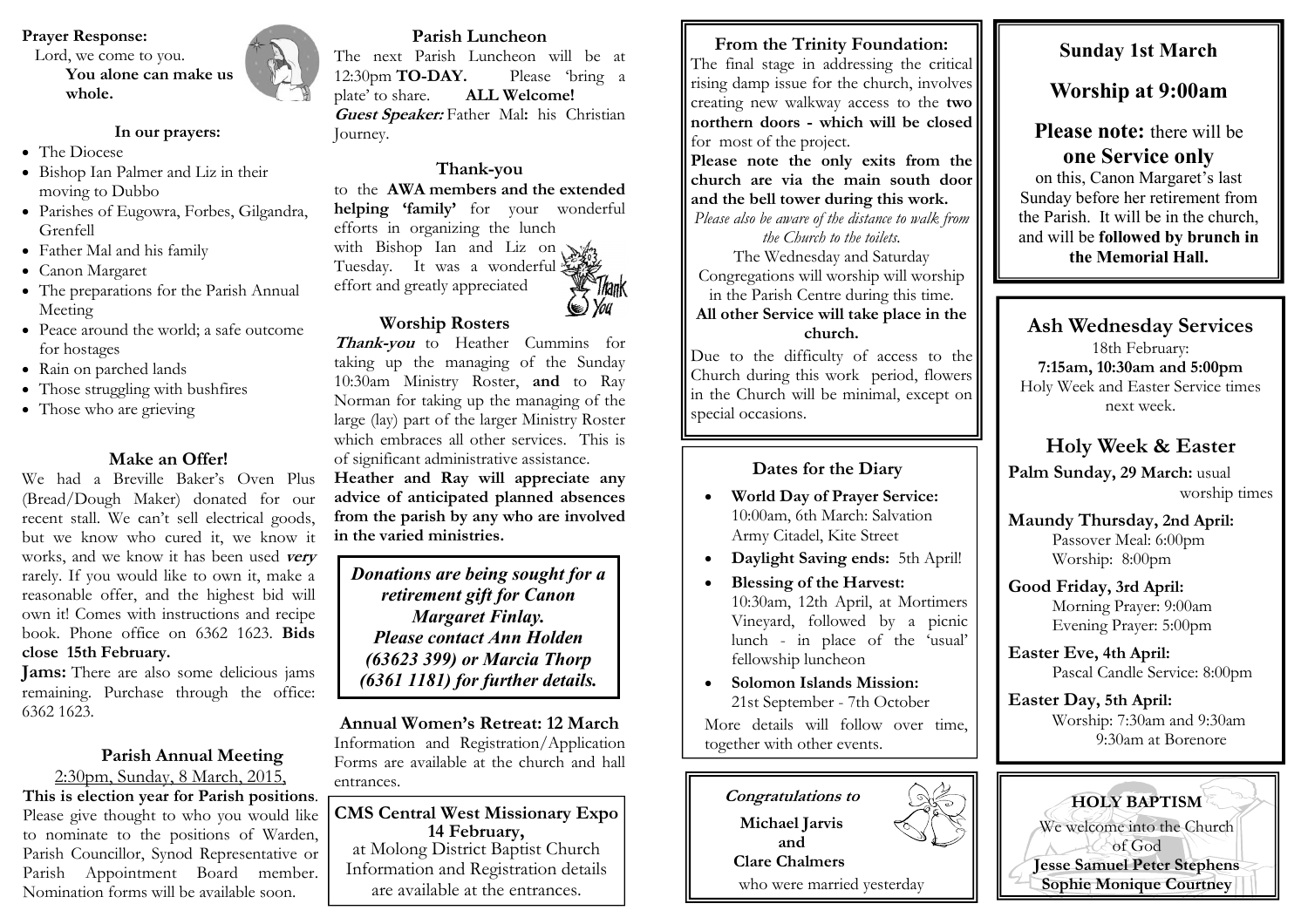**Prayer Response:**

Lord, we come to you.
**You alone can make us whole.**

### In our prayers:

- The Diocese
- Bishop Ian Palmer and Liz in their moving to Dubbo
- Parishes of Eugowra, Forbes, Gilgandra, Grenfell
- Father Mal and his family
- Canon Margaret
- The preparations for the Parish Annual Meeting
- Peace around the world; a safe outcome for hostages
- Rain on parched lands
- Those struggling with bushfires
- Those who are grieving

### Make an Offer!

We had a Breville Baker's Oven Plus (Bread/Dough Maker) donated for our recent stall. We can't sell electrical goods, but we know who cured it, we know it works, and we know it has been used ***very*** rarely. If you would like to own it, make a reasonable offer, and the highest bid will own it! Comes with instructions and recipe book. Phone office on 6362 1623. **Bids close 15th February.**

**Jams:** There are also some delicious jams remaining. Purchase through the office: 6362 1623.

### Parish Annual Meeting

2:30pm, Sunday, 8 March, 2015,

**This is election year for Parish positions**. Please give thought to who you would like to nominate to the positions of Warden, Parish Councillor, Synod Representative or Parish Appointment Board member. Nomination forms will be available soon.

### Parish Luncheon

The next Parish Luncheon will be at 12:30pm **TO-DAY.** Please 'bring a plate' to share. **ALL Welcome!**
***Guest Speaker:*** Father Mal**:** his Christian Journey.

### Thank-you

to the **AWA members and the extended helping 'family'** for your wonderful efforts in organizing the lunch with Bishop Ian and Liz on Tuesday. It was a wonderful effort and greatly appreciated

### Worship Rosters

***Thank-you*** to Heather Cummins for taking up the managing of the Sunday 10:30am Ministry Roster, **and** to Ray Norman for taking up the managing of the large (lay) part of the larger Ministry Roster which embraces all other services. This is of significant administrative assistance.
**Heather and Ray will appreciate any advice of anticipated planned absences from the parish by any who are involved in the varied ministries.**

***Donations are being sought for a retirement gift for Canon Margaret Finlay. Please contact Ann Holden (63623 399) or Marcia Thorp (6361 1181) for further details.***

### Annual Women's Retreat: 12 March

Information and Registration/Application Forms are available at the church and hall entrances.

**CMS Central West Missionary Expo 14 February,**
at Molong District Baptist Church
Information and Registration details are available at the entrances.

### From the Trinity Foundation:

The final stage in addressing the critical rising damp issue for the church, involves creating new walkway access to the **two northern doors - which will be closed** for most of the project.
**Please note the only exits from the church are via the main south door and the bell tower during this work.**
*Please also be aware of the distance to walk from the Church to the toilets.*
The Wednesday and Saturday Congregations will worship will worship in the Parish Centre during this time.
**All other Service will take place in the church.**
Due to the difficulty of access to the Church during this work period, flowers in the Church will be minimal, except on special occasions.

### Dates for the Diary

- **World Day of Prayer Service:** 10:00am, 6th March: Salvation Army Citadel, Kite Street
- **Daylight Saving ends:** 5th April!
- **Blessing of the Harvest:** 10:30am, 12th April, at Mortimers Vineyard, followed by a picnic lunch - in place of the 'usual' fellowship luncheon
- **Solomon Islands Mission:** 21st September - 7th October

More details will follow over time, together with other events.

***Congratulations to***
**Michael Jarvis and Clare Chalmers**
who were married yesterday

## Sunday 1st March

## Worship at 9:00am

**Please note:** there will be **one Service only** on this, Canon Margaret's last Sunday before her retirement from the Parish. It will be in the church, and will be **followed by brunch in the Memorial Hall.**

## Ash Wednesday Services

18th February:
**7:15am, 10:30am and 5:00pm**
Holy Week and Easter Service times next week.

## Holy Week & Easter

**Palm Sunday, 29 March:** usual worship times

**Maundy Thursday, 2nd April:**
Passover Meal: 6:00pm
Worship: 8:00pm

**Good Friday, 3rd April:**
Morning Prayer: 9:00am
Evening Prayer: 5:00pm

**Easter Eve, 4th April:**
Pascal Candle Service: 8:00pm

**Easter Day, 5th April:**
Worship: 7:30am and 9:30am
9:30am at Borenore

### HOLY BAPTISM

We welcome into the Church of God
**Jesse Samuel Peter Stephens**
**Sophie Monique Courtney**